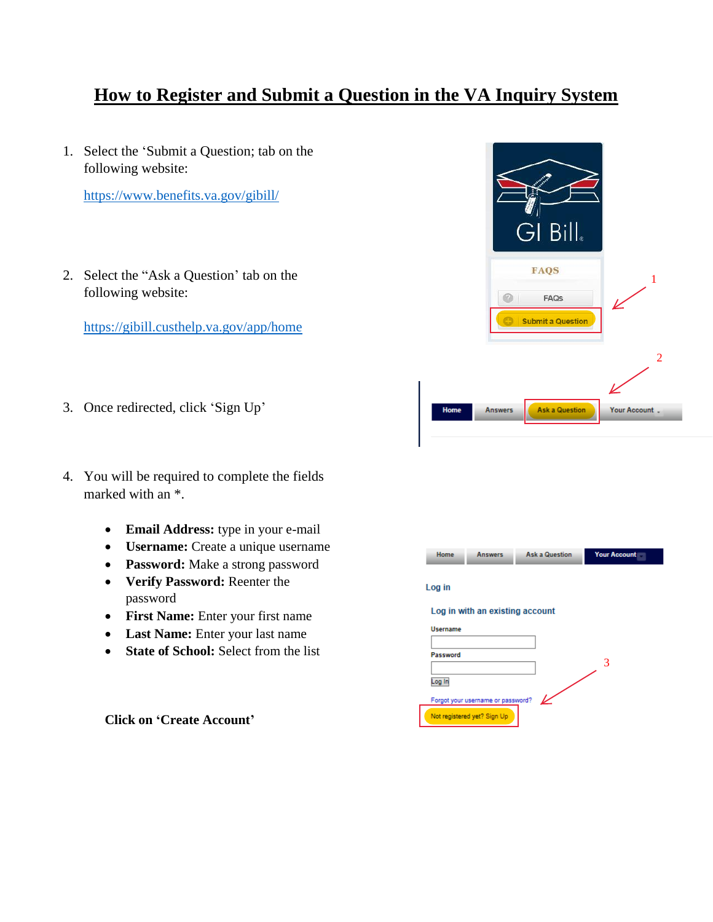# How to Register and Submit a Question in the VA Inquiry System

1. Select the 'Submit a Question; tab on the following website:

   https://www.benefits.va.gov/gibill/

2. Select the "Ask a Question' tab on the following website:

   https://gibill.custhelp.va.gov/app/home

3. Once redirected, click 'Sign Up'

4. You will be required to complete the fields marked with an *.

   - **Email Address:** type in your e-mail
   - **Username:** Create a unique username
   - **Password:** Make a strong password
   - **Verify Password:** Reenter the password
   - **First Name:** Enter your first name
   - **Last Name:** Enter your last name
   - **State of School:** Select from the list

**Click on 'Create Account'**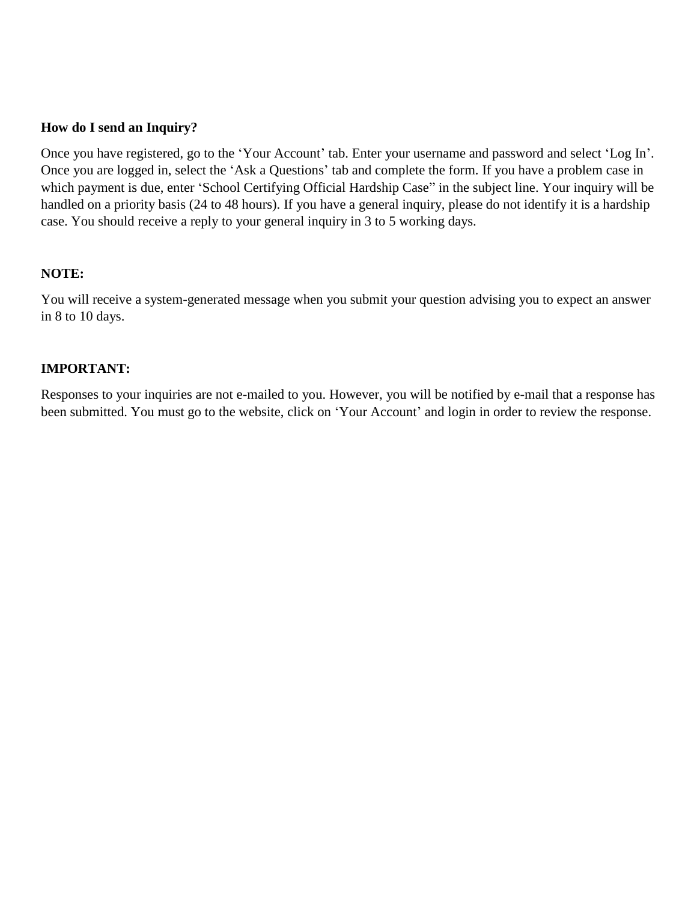**How do I send an Inquiry?**

Once you have registered, go to the 'Your Account' tab. Enter your username and password and select 'Log In'. Once you are logged in, select the 'Ask a Questions' tab and complete the form. If you have a problem case in which payment is due, enter 'School Certifying Official Hardship Case" in the subject line. Your inquiry will be handled on a priority basis (24 to 48 hours). If you have a general inquiry, please do not identify it is a hardship case. You should receive a reply to your general inquiry in 3 to 5 working days.

**NOTE:**

You will receive a system-generated message when you submit your question advising you to expect an answer in 8 to 10 days.

**IMPORTANT:**

Responses to your inquiries are not e-mailed to you. However, you will be notified by e-mail that a response has been submitted. You must go to the website, click on 'Your Account' and login in order to review the response.